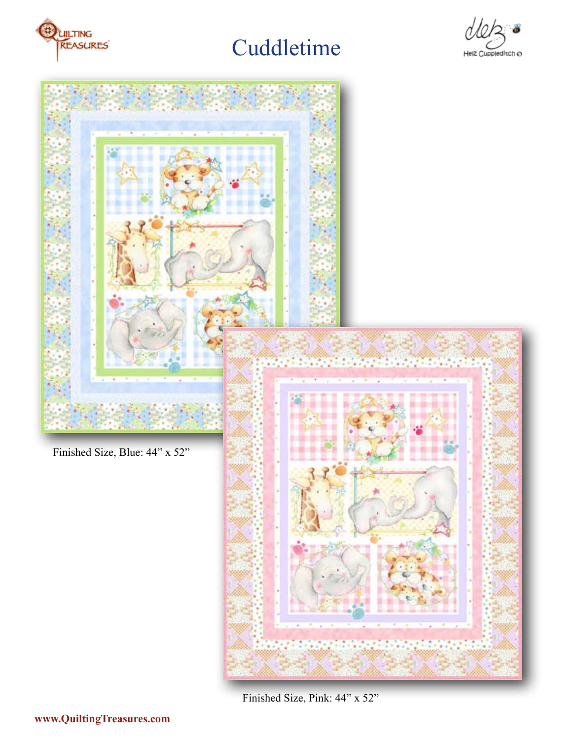# Cuddletime

Finished Size, Blue: 44" x 52"

Finished Size, Pink: 44" x 52"

www.QuiltingTreasures.com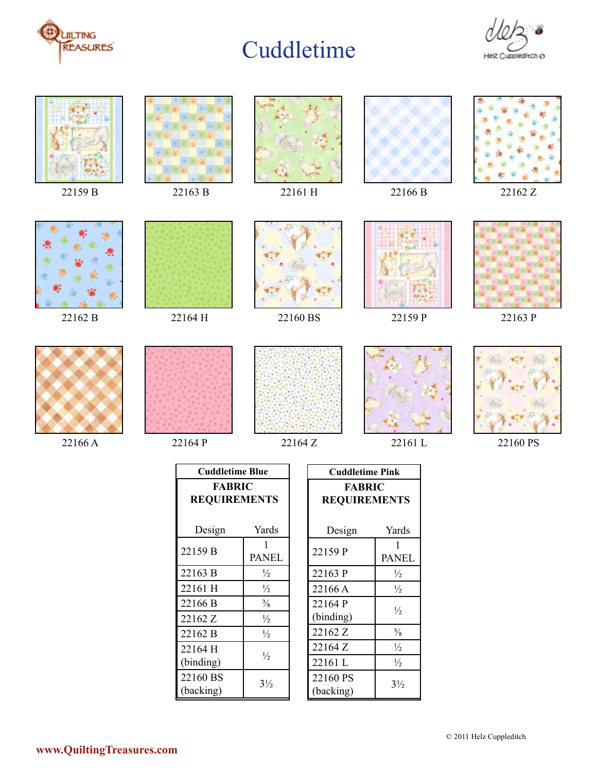# Cuddletime

22159 B | 22163 B | 22161 H | 22166 B | 22162 Z

22162 B | 22164 H | 22160 BS | 22159 P | 22163 P

22166 A | 22164 P | 22164 Z | 22161 L | 22160 PS

**Cuddletime Blue**

**FABRIC REQUIREMENTS**

| Design | Yards |
|---|---|
| 22159 B | 1 PANEL |
| 22163 B | ½ |
| 22161 H | ½ |
| 22166 B | ⅜ |
| 22162 Z | ½ |
| 22162 B | ½ |
| 22164 H (binding) | ½ |
| 22160 BS (backing) | 3½ |

**Cuddletime Pink**

**FABRIC REQUIREMENTS**

| Design | Yards |
|---|---|
| 22159 P | 1 PANEL |
| 22163 P | ½ |
| 22166 A | ½ |
| 22164 P (binding) | ½ |
| 22162 Z | ⅜ |
| 22164 Z | ½ |
| 22161 L | ½ |
| 22160 PS (backing) | 3½ |

© 2011 Helz Cuppleditch

www.QuiltingTreasures.com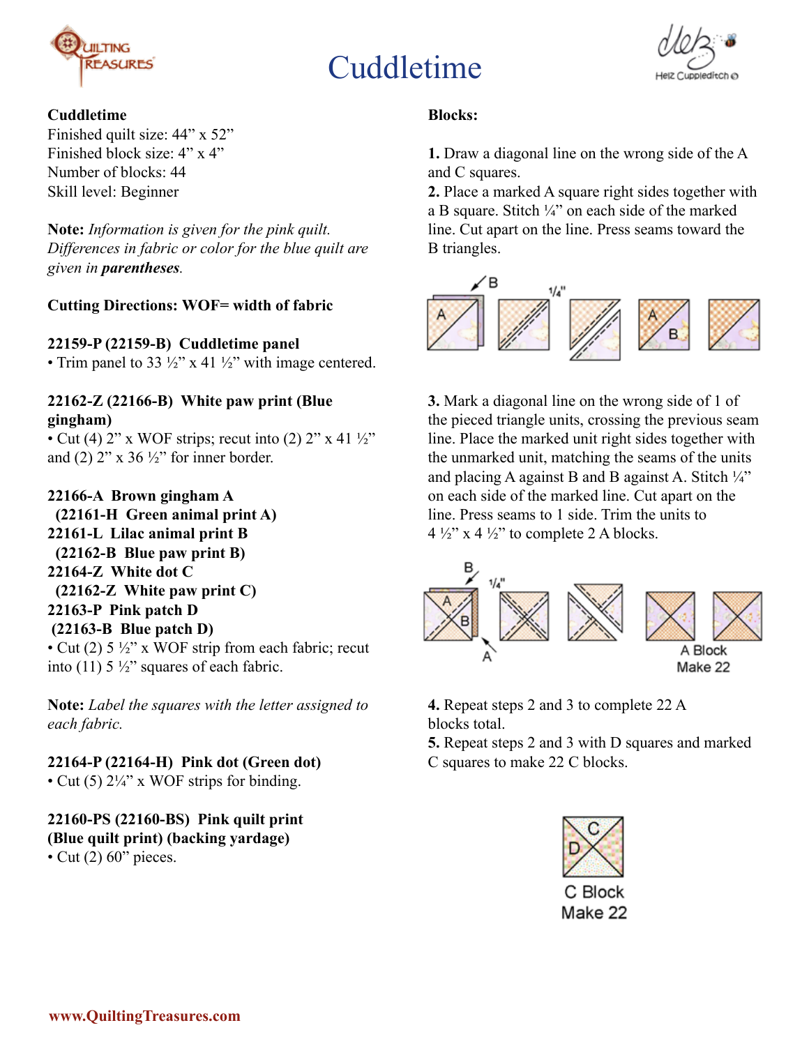# Cuddletime

**Cuddletime**
Finished quilt size: 44" x 52"
Finished block size: 4" x 4"
Number of blocks: 44
Skill level: Beginner

**Note:** *Information is given for the pink quilt. Differences in fabric or color for the blue quilt are given in* ***parentheses****.*

**Cutting Directions: WOF= width of fabric**

**22159-P (22159-B) Cuddletime panel**
• Trim panel to 33 ½" x 41 ½" with image centered.

**22162-Z (22166-B) White paw print (Blue gingham)**
• Cut (4) 2" x WOF strips; recut into (2) 2" x 41 ½" and (2) 2" x 36 ½" for inner border.

**22166-A Brown gingham A**
**(22161-H Green animal print A)**
**22161-L Lilac animal print B**
**(22162-B Blue paw print B)**
**22164-Z White dot C**
**(22162-Z White paw print C)**
**22163-P Pink patch D**
**(22163-B Blue patch D)**
• Cut (2) 5 ½" x WOF strip from each fabric; recut into (11) 5 ½" squares of each fabric.

**Note:** *Label the squares with the letter assigned to each fabric.*

**22164-P (22164-H) Pink dot (Green dot)**
• Cut (5) 2¼" x WOF strips for binding.

**22160-PS (22160-BS) Pink quilt print (Blue quilt print) (backing yardage)**
• Cut (2) 60" pieces.

**Blocks:**

**1.** Draw a diagonal line on the wrong side of the A and C squares.
**2.** Place a marked A square right sides together with a B square. Stitch ¼" on each side of the marked line. Cut apart on the line. Press seams toward the B triangles.

**3.** Mark a diagonal line on the wrong side of 1 of the pieced triangle units, crossing the previous seam line. Place the marked unit right sides together with the unmarked unit, matching the seams of the units and placing A against B and B against A. Stitch ¼" on each side of the marked line. Cut apart on the line. Press seams to 1 side. Trim the units to 4 ½" x 4 ½" to complete 2 A blocks.

A Block
Make 22

**4.** Repeat steps 2 and 3 to complete 22 A blocks total.
**5.** Repeat steps 2 and 3 with D squares and marked C squares to make 22 C blocks.

C Block
Make 22

www.QuiltingTreasures.com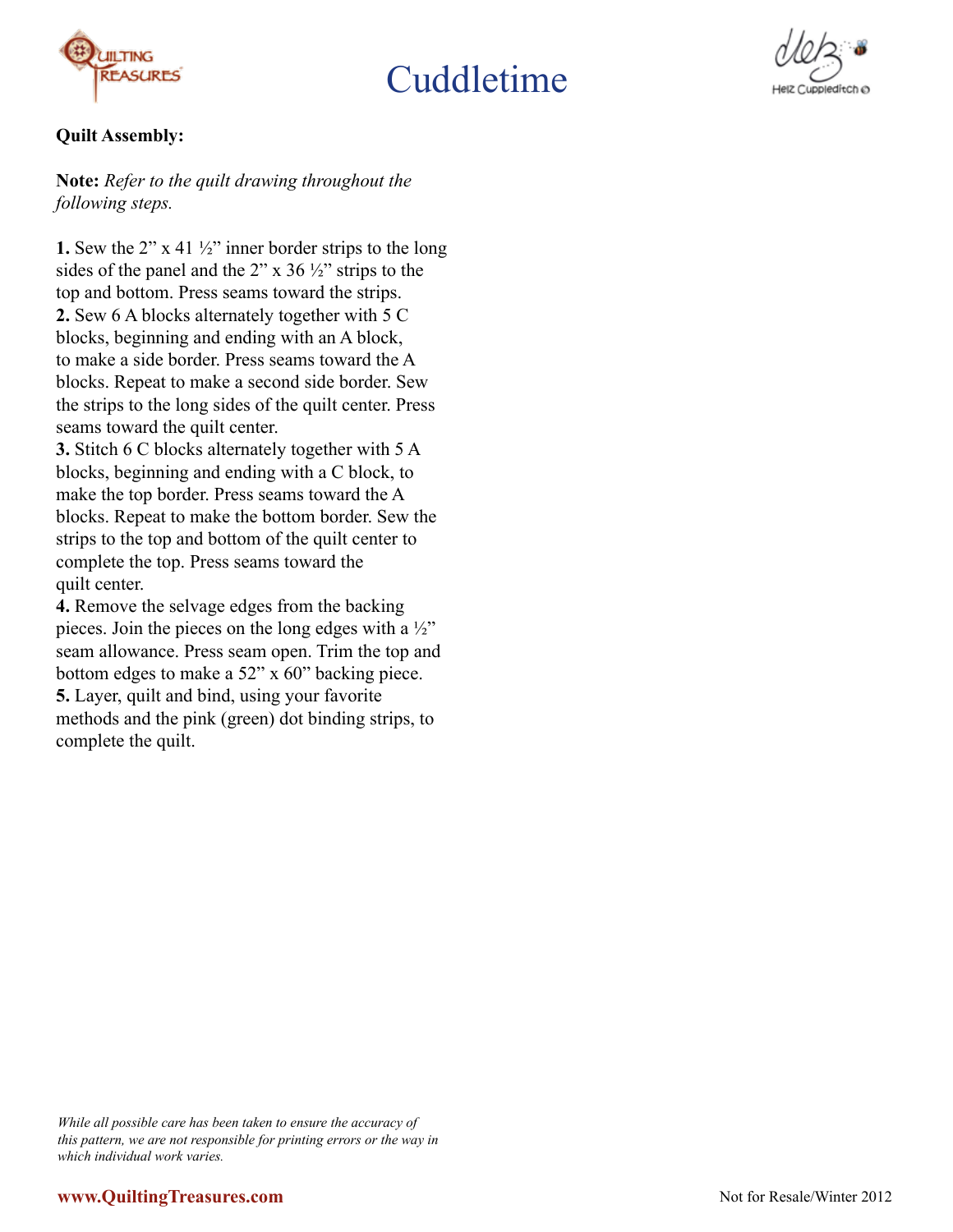**Quilt Assembly:**

**Note:** *Refer to the quilt drawing throughout the following steps.*

**1.** Sew the 2" x 41 ½" inner border strips to the long sides of the panel and the 2" x 36 ½" strips to the top and bottom. Press seams toward the strips.
**2.** Sew 6 A blocks alternately together with 5 C blocks, beginning and ending with an A block, to make a side border. Press seams toward the A blocks. Repeat to make a second side border. Sew the strips to the long sides of the quilt center. Press seams toward the quilt center.
**3.** Stitch 6 C blocks alternately together with 5 A blocks, beginning and ending with a C block, to make the top border. Press seams toward the A blocks. Repeat to make the bottom border. Sew the strips to the top and bottom of the quilt center to complete the top. Press seams toward the quilt center.
**4.** Remove the selvage edges from the backing pieces. Join the pieces on the long edges with a ½" seam allowance. Press seam open. Trim the top and bottom edges to make a 52" x 60" backing piece.
**5.** Layer, quilt and bind, using your favorite methods and the pink (green) dot binding strips, to complete the quilt.

*While all possible care has been taken to ensure the accuracy of this pattern, we are not responsible for printing errors or the way in which individual work varies.*